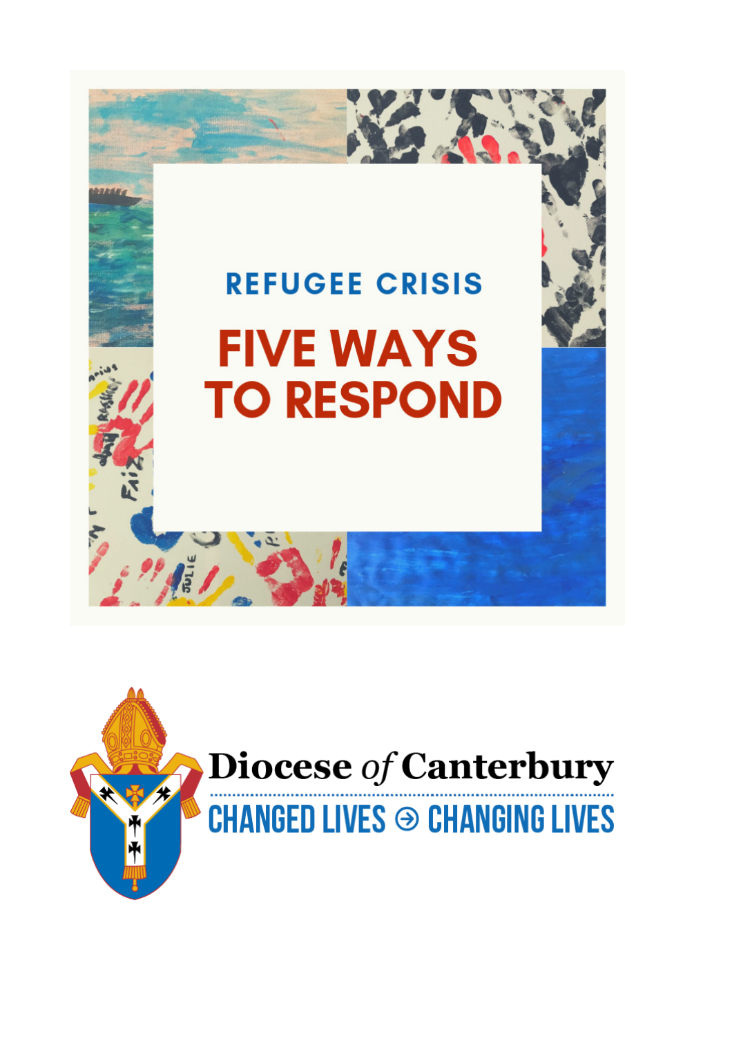# REFUGEE CRISIS

# FIVE WAYS TO RESPOND

**Diocese of Canterbury**

CHANGED LIVES ⊙ CHANGING LIVES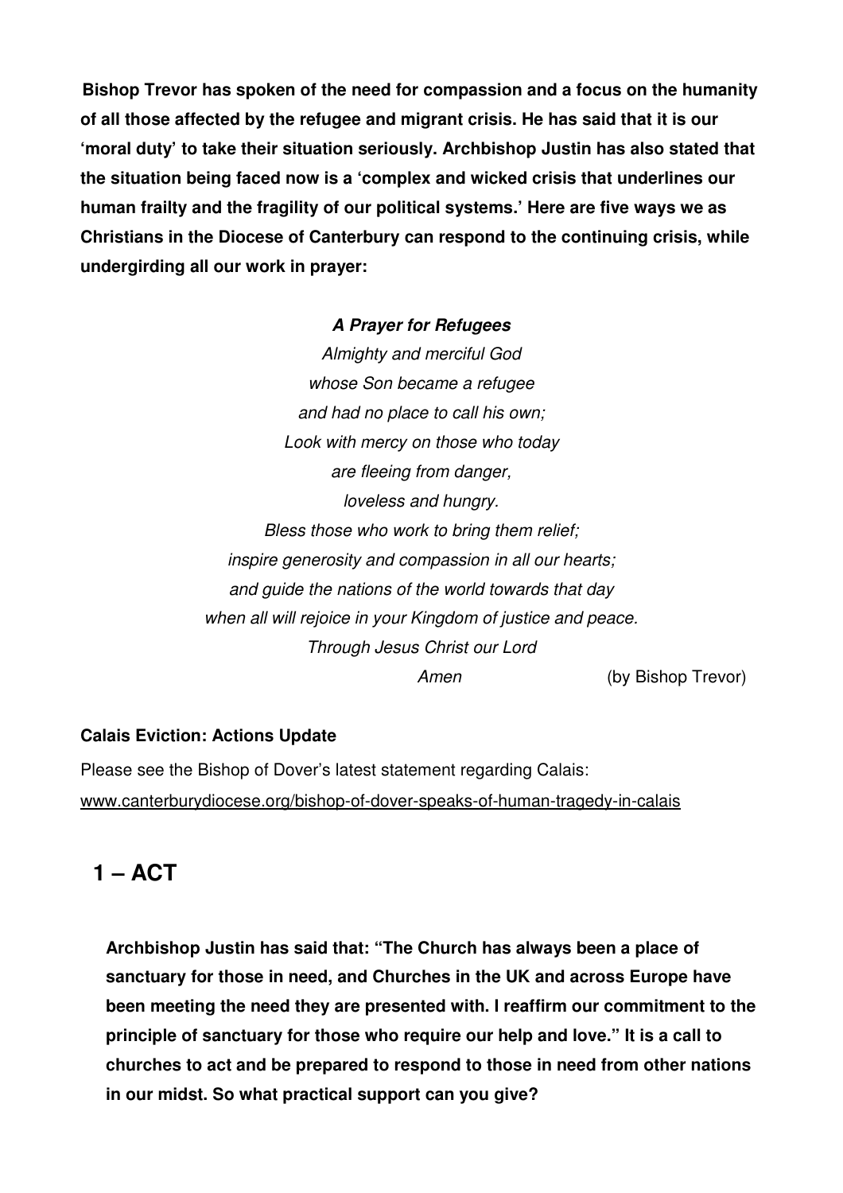**Bishop Trevor has spoken of the need for compassion and a focus on the humanity of all those affected by the refugee and migrant crisis. He has said that it is our 'moral duty' to take their situation seriously. Archbishop Justin has also stated that the situation being faced now is a 'complex and wicked crisis that underlines our human frailty and the fragility of our political systems.' Here are five ways we as Christians in the Diocese of Canterbury can respond to the continuing crisis, while undergirding all our work in prayer:**

***A Prayer for Refugees***

*Almighty and merciful God*
*whose Son became a refugee*
*and had no place to call his own;*
*Look with mercy on those who today*
*are fleeing from danger,*
*loveless and hungry.*
*Bless those who work to bring them relief;*
*inspire generosity and compassion in all our hearts;*
*and guide the nations of the world towards that day*
*when all will rejoice in your Kingdom of justice and peace.*
*Through Jesus Christ our Lord*
*Amen*

(by Bishop Trevor)

**Calais Eviction: Actions Update**

Please see the Bishop of Dover's latest statement regarding Calais: www.canterburydiocese.org/bishop-of-dover-speaks-of-human-tragedy-in-calais

## 1 – ACT

**Archbishop Justin has said that: "The Church has always been a place of sanctuary for those in need, and Churches in the UK and across Europe have been meeting the need they are presented with. I reaffirm our commitment to the principle of sanctuary for those who require our help and love." It is a call to churches to act and be prepared to respond to those in need from other nations in our midst. So what practical support can you give?**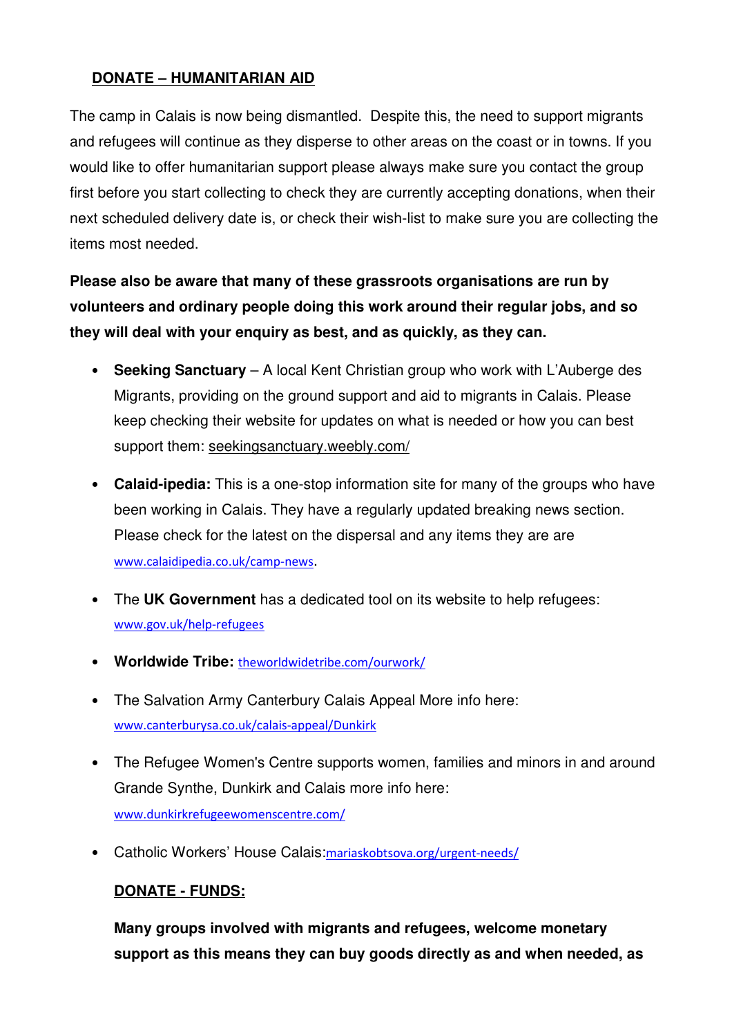## DONATE – HUMANITARIAN AID

The camp in Calais is now being dismantled. Despite this, the need to support migrants and refugees will continue as they disperse to other areas on the coast or in towns. If you would like to offer humanitarian support please always make sure you contact the group first before you start collecting to check they are currently accepting donations, when their next scheduled delivery date is, or check their wish-list to make sure you are collecting the items most needed.

**Please also be aware that many of these grassroots organisations are run by volunteers and ordinary people doing this work around their regular jobs, and so they will deal with your enquiry as best, and as quickly, as they can.**

- **Seeking Sanctuary** – A local Kent Christian group who work with L'Auberge des Migrants, providing on the ground support and aid to migrants in Calais. Please keep checking their website for updates on what is needed or how you can best support them: seekingsanctuary.weebly.com/
- **Calaid-ipedia:** This is a one-stop information site for many of the groups who have been working in Calais. They have a regularly updated breaking news section. Please check for the latest on the dispersal and any items they are are www.calaidipedia.co.uk/camp-news.
- The **UK Government** has a dedicated tool on its website to help refugees: www.gov.uk/help-refugees
- **Worldwide Tribe:** theworldwidetribe.com/ourwork/
- The Salvation Army Canterbury Calais Appeal More info here: www.canterburysa.co.uk/calais-appeal/Dunkirk
- The Refugee Women's Centre supports women, families and minors in and around Grande Synthe, Dunkirk and Calais more info here: www.dunkirkrefugeewomenscentre.com/
- Catholic Workers' House Calais:mariaskobtsova.org/urgent-needs/

## DONATE - FUNDS:

**Many groups involved with migrants and refugees, welcome monetary support as this means they can buy goods directly as and when needed, as**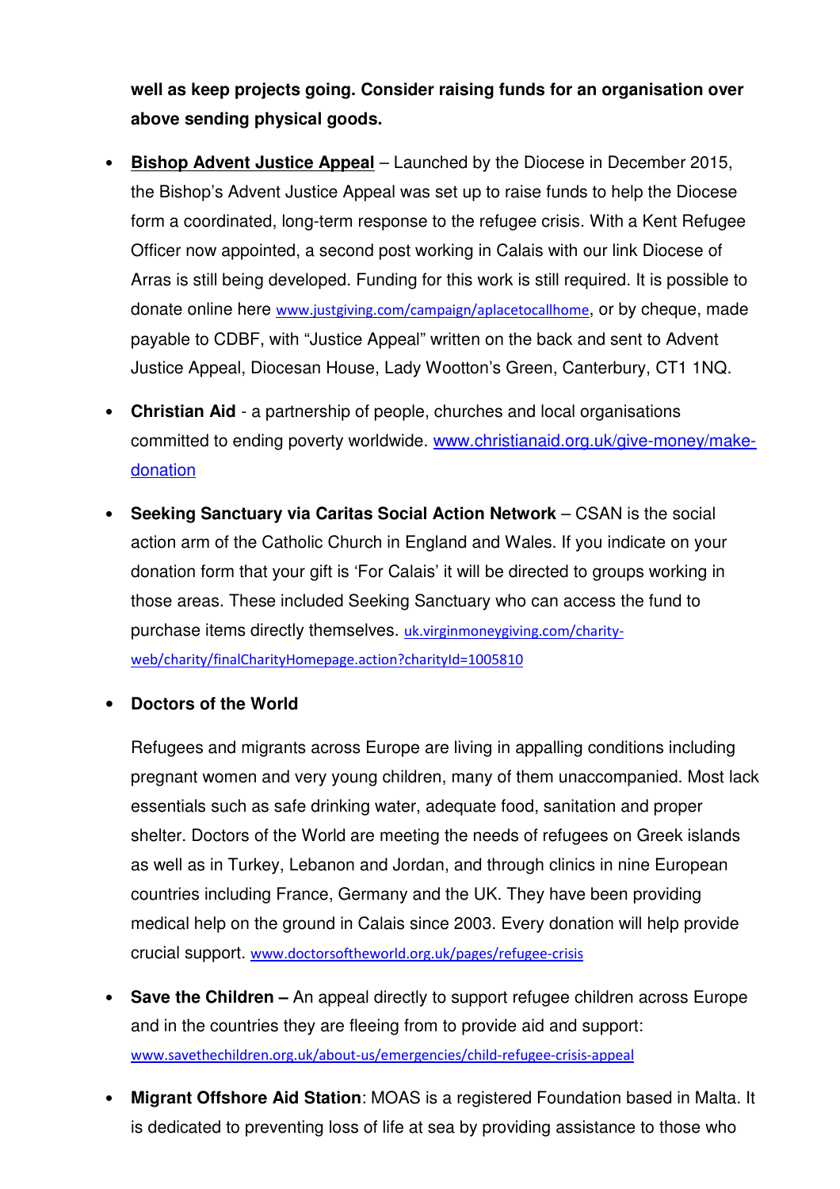**well as keep projects going. Consider raising funds for an organisation over above sending physical goods.**

- **Bishop Advent Justice Appeal** – Launched by the Diocese in December 2015, the Bishop's Advent Justice Appeal was set up to raise funds to help the Diocese form a coordinated, long-term response to the refugee crisis. With a Kent Refugee Officer now appointed, a second post working in Calais with our link Diocese of Arras is still being developed. Funding for this work is still required. It is possible to donate online here www.justgiving.com/campaign/aplacetocallhome, or by cheque, made payable to CDBF, with "Justice Appeal" written on the back and sent to Advent Justice Appeal, Diocesan House, Lady Wootton's Green, Canterbury, CT1 1NQ.

- **Christian Aid** - a partnership of people, churches and local organisations committed to ending poverty worldwide. www.christianaid.org.uk/give-money/make-donation

- **Seeking Sanctuary via Caritas Social Action Network** – CSAN is the social action arm of the Catholic Church in England and Wales. If you indicate on your donation form that your gift is 'For Calais' it will be directed to groups working in those areas. These included Seeking Sanctuary who can access the fund to purchase items directly themselves. uk.virginmoneygiving.com/charity-web/charity/finalCharityHomepage.action?charityId=1005810

- **Doctors of the World**

  Refugees and migrants across Europe are living in appalling conditions including pregnant women and very young children, many of them unaccompanied. Most lack essentials such as safe drinking water, adequate food, sanitation and proper shelter. Doctors of the World are meeting the needs of refugees on Greek islands as well as in Turkey, Lebanon and Jordan, and through clinics in nine European countries including France, Germany and the UK. They have been providing medical help on the ground in Calais since 2003. Every donation will help provide crucial support. www.doctorsoftheworld.org.uk/pages/refugee-crisis

- **Save the Children –** An appeal directly to support refugee children across Europe and in the countries they are fleeing from to provide aid and support: www.savethechildren.org.uk/about-us/emergencies/child-refugee-crisis-appeal

- **Migrant Offshore Aid Station**: MOAS is a registered Foundation based in Malta. It is dedicated to preventing loss of life at sea by providing assistance to those who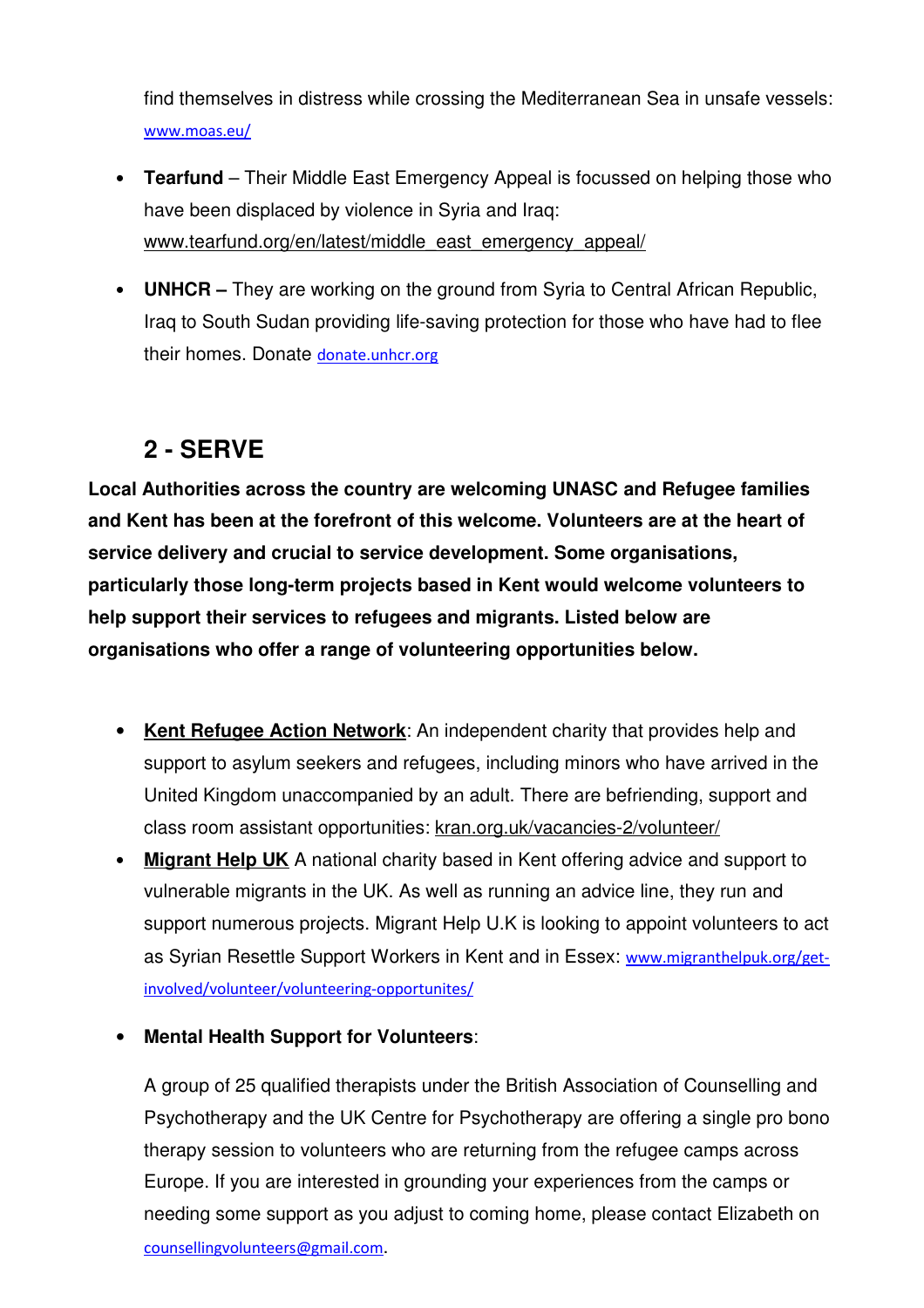find themselves in distress while crossing the Mediterranean Sea in unsafe vessels: www.moas.eu/

- **Tearfund** – Their Middle East Emergency Appeal is focussed on helping those who have been displaced by violence in Syria and Iraq: www.tearfund.org/en/latest/middle_east_emergency_appeal/
- **UNHCR –** They are working on the ground from Syria to Central African Republic, Iraq to South Sudan providing life-saving protection for those who have had to flee their homes. Donate donate.unhcr.org

## 2 - SERVE

**Local Authorities across the country are welcoming UNASC and Refugee families and Kent has been at the forefront of this welcome. Volunteers are at the heart of service delivery and crucial to service development. Some organisations, particularly those long-term projects based in Kent would welcome volunteers to help support their services to refugees and migrants. Listed below are organisations who offer a range of volunteering opportunities below.**

- **Kent Refugee Action Network**: An independent charity that provides help and support to asylum seekers and refugees, including minors who have arrived in the United Kingdom unaccompanied by an adult. There are befriending, support and class room assistant opportunities: kran.org.uk/vacancies-2/volunteer/
- **Migrant Help UK** A national charity based in Kent offering advice and support to vulnerable migrants in the UK. As well as running an advice line, they run and support numerous projects. Migrant Help U.K is looking to appoint volunteers to act as Syrian Resettle Support Workers in Kent and in Essex: www.migranthelpuk.org/get-involved/volunteer/volunteering-opportunites/
- **Mental Health Support for Volunteers**:

  A group of 25 qualified therapists under the British Association of Counselling and Psychotherapy and the UK Centre for Psychotherapy are offering a single pro bono therapy session to volunteers who are returning from the refugee camps across Europe. If you are interested in grounding your experiences from the camps or needing some support as you adjust to coming home, please contact Elizabeth on counsellingvolunteers@gmail.com.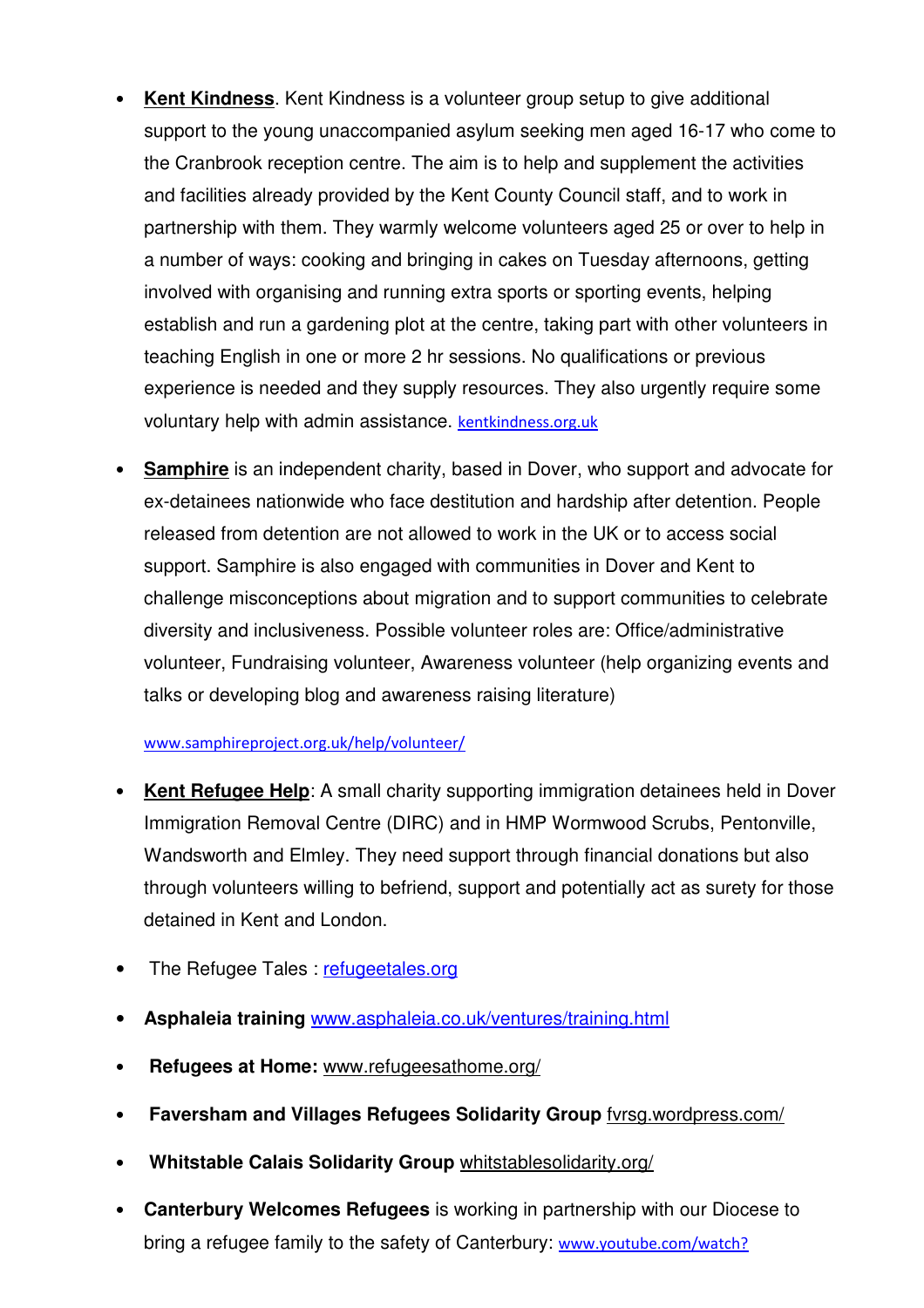- **Kent Kindness**. Kent Kindness is a volunteer group setup to give additional support to the young unaccompanied asylum seeking men aged 16-17 who come to the Cranbrook reception centre. The aim is to help and supplement the activities and facilities already provided by the Kent County Council staff, and to work in partnership with them. They warmly welcome volunteers aged 25 or over to help in a number of ways: cooking and bringing in cakes on Tuesday afternoons, getting involved with organising and running extra sports or sporting events, helping establish and run a gardening plot at the centre, taking part with other volunteers in teaching English in one or more 2 hr sessions. No qualifications or previous experience is needed and they supply resources. They also urgently require some voluntary help with admin assistance. kentkindness.org.uk

- **Samphire** is an independent charity, based in Dover, who support and advocate for ex-detainees nationwide who face destitution and hardship after detention. People released from detention are not allowed to work in the UK or to access social support. Samphire is also engaged with communities in Dover and Kent to challenge misconceptions about migration and to support communities to celebrate diversity and inclusiveness. Possible volunteer roles are: Office/administrative volunteer, Fundraising volunteer, Awareness volunteer (help organizing events and talks or developing blog and awareness raising literature)

  www.samphireproject.org.uk/help/volunteer/

- **Kent Refugee Help**: A small charity supporting immigration detainees held in Dover Immigration Removal Centre (DIRC) and in HMP Wormwood Scrubs, Pentonville, Wandsworth and Elmley. They need support through financial donations but also through volunteers willing to befriend, support and potentially act as surety for those detained in Kent and London.

- The Refugee Tales : refugeetales.org

- **Asphaleia training** www.asphaleia.co.uk/ventures/training.html

- **Refugees at Home:** www.refugeesathome.org/

- **Faversham and Villages Refugees Solidarity Group** fvrsg.wordpress.com/

- **Whitstable Calais Solidarity Group** whitstablesolidarity.org/

- **Canterbury Welcomes Refugees** is working in partnership with our Diocese to bring a refugee family to the safety of Canterbury: www.youtube.com/watch?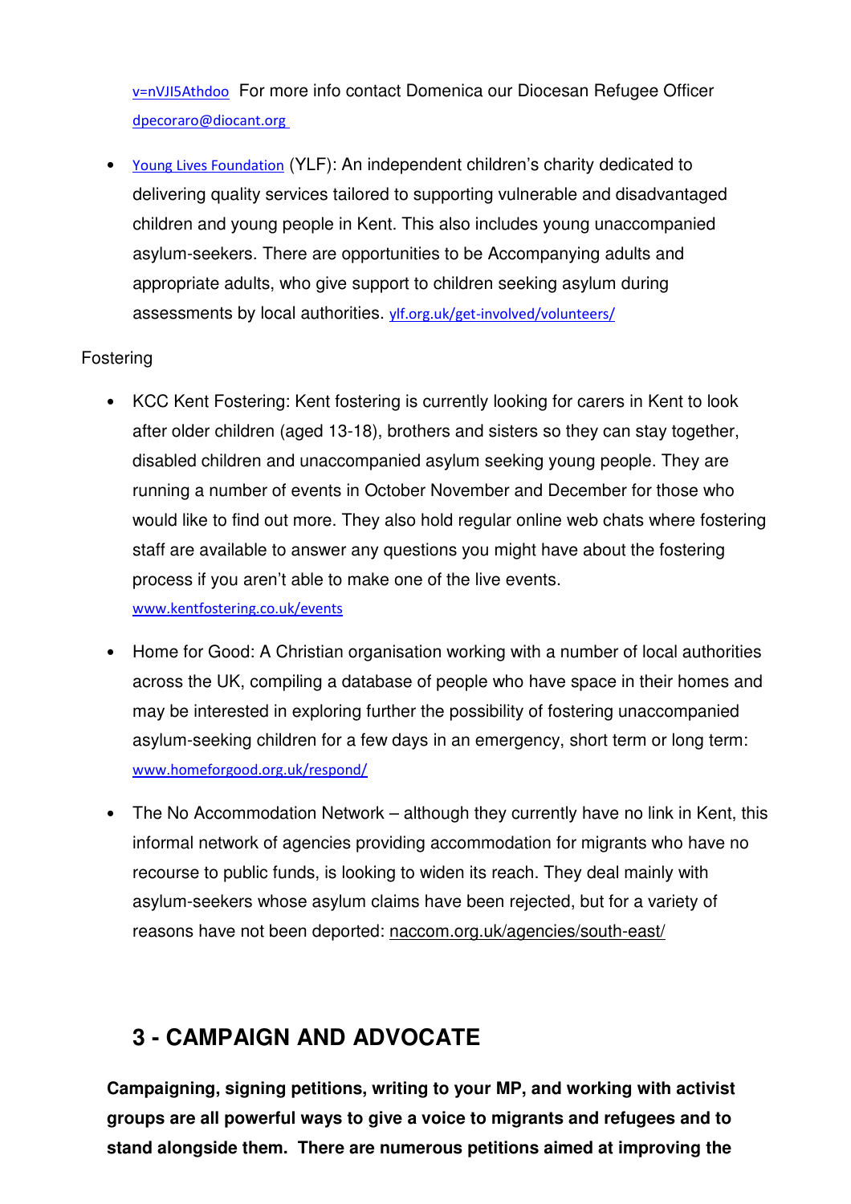v=nVJI5Athdoo For more info contact Domenica our Diocesan Refugee Officer dpecoraro@diocant.org

- Young Lives Foundation (YLF): An independent children's charity dedicated to delivering quality services tailored to supporting vulnerable and disadvantaged children and young people in Kent. This also includes young unaccompanied asylum-seekers. There are opportunities to be Accompanying adults and appropriate adults, who give support to children seeking asylum during assessments by local authorities. ylf.org.uk/get-involved/volunteers/

Fostering

- KCC Kent Fostering: Kent fostering is currently looking for carers in Kent to look after older children (aged 13-18), brothers and sisters so they can stay together, disabled children and unaccompanied asylum seeking young people. They are running a number of events in October November and December for those who would like to find out more. They also hold regular online web chats where fostering staff are available to answer any questions you might have about the fostering process if you aren't able to make one of the live events. www.kentfostering.co.uk/events
- Home for Good: A Christian organisation working with a number of local authorities across the UK, compiling a database of people who have space in their homes and may be interested in exploring further the possibility of fostering unaccompanied asylum-seeking children for a few days in an emergency, short term or long term: www.homeforgood.org.uk/respond/
- The No Accommodation Network – although they currently have no link in Kent, this informal network of agencies providing accommodation for migrants who have no recourse to public funds, is looking to widen its reach. They deal mainly with asylum-seekers whose asylum claims have been rejected, but for a variety of reasons have not been deported: naccom.org.uk/agencies/south-east/

## 3 - CAMPAIGN AND ADVOCATE

**Campaigning, signing petitions, writing to your MP, and working with activist groups are all powerful ways to give a voice to migrants and refugees and to stand alongside them. There are numerous petitions aimed at improving the**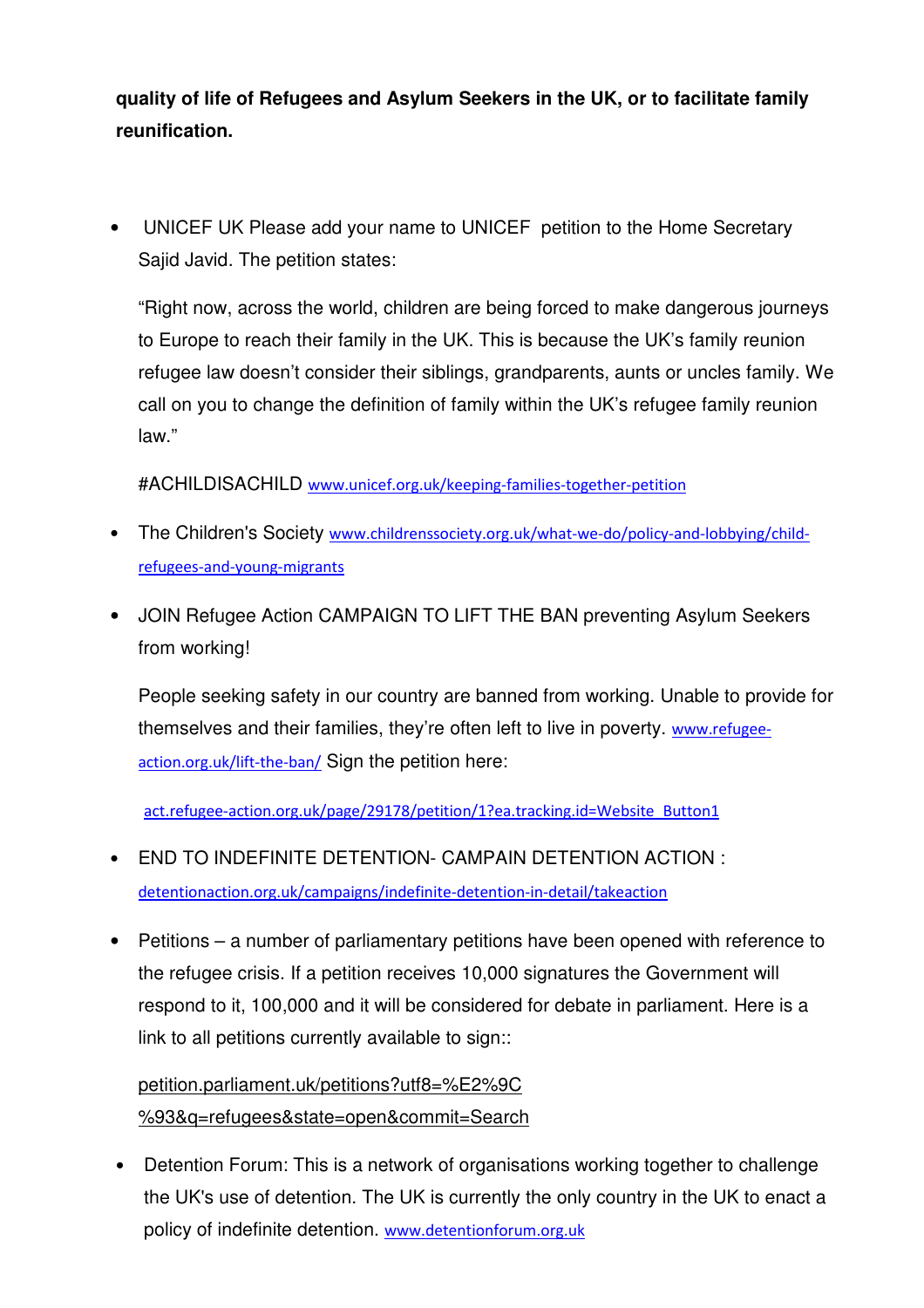**quality of life of Refugees and Asylum Seekers in the UK, or to facilitate family reunification.**

- UNICEF UK Please add your name to UNICEF petition to the Home Secretary Sajid Javid. The petition states:

  "Right now, across the world, children are being forced to make dangerous journeys to Europe to reach their family in the UK. This is because the UK's family reunion refugee law doesn't consider their siblings, grandparents, aunts or uncles family. We call on you to change the definition of family within the UK's refugee family reunion law."

  #ACHILDISACHILD www.unicef.org.uk/keeping-families-together-petition

- The Children's Society www.childrenssociety.org.uk/what-we-do/policy-and-lobbying/child-refugees-and-young-migrants

- JOIN Refugee Action CAMPAIGN TO LIFT THE BAN preventing Asylum Seekers from working!

  People seeking safety in our country are banned from working. Unable to provide for themselves and their families, they're often left to live in poverty. www.refugee-action.org.uk/lift-the-ban/ Sign the petition here:

  act.refugee-action.org.uk/page/29178/petition/1?ea.tracking.id=Website_Button1

- END TO INDEFINITE DETENTION- CAMPAIN DETENTION ACTION : detentionaction.org.uk/campaigns/indefinite-detention-in-detail/takeaction

- Petitions – a number of parliamentary petitions have been opened with reference to the refugee crisis. If a petition receives 10,000 signatures the Government will respond to it, 100,000 and it will be considered for debate in parliament. Here is a link to all petitions currently available to sign::

  petition.parliament.uk/petitions?utf8=%E2%9C%93&q=refugees&state=open&commit=Search

- Detention Forum: This is a network of organisations working together to challenge the UK's use of detention. The UK is currently the only country in the UK to enact a policy of indefinite detention. www.detentionforum.org.uk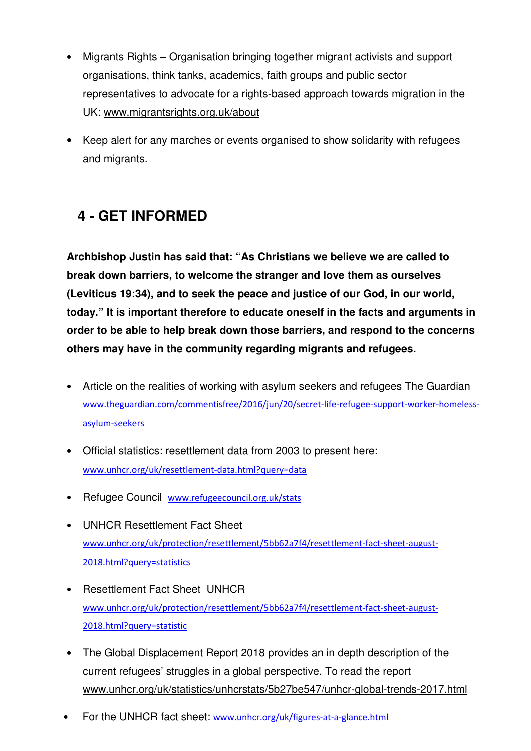- Migrants Rights – Organisation bringing together migrant activists and support organisations, think tanks, academics, faith groups and public sector representatives to advocate for a rights-based approach towards migration in the UK: www.migrantsrights.org.uk/about
- Keep alert for any marches or events organised to show solidarity with refugees and migrants.

## 4 - GET INFORMED

**Archbishop Justin has said that: "As Christians we believe we are called to break down barriers, to welcome the stranger and love them as ourselves (Leviticus 19:34), and to seek the peace and justice of our God, in our world, today." It is important therefore to educate oneself in the facts and arguments in order to be able to help break down those barriers, and respond to the concerns others may have in the community regarding migrants and refugees.**

- Article on the realities of working with asylum seekers and refugees The Guardian www.theguardian.com/commentisfree/2016/jun/20/secret-life-refugee-support-worker-homeless-asylum-seekers
- Official statistics: resettlement data from 2003 to present here: www.unhcr.org/uk/resettlement-data.html?query=data
- Refugee Council www.refugeecouncil.org.uk/stats
- UNHCR Resettlement Fact Sheet www.unhcr.org/uk/protection/resettlement/5bb62a7f4/resettlement-fact-sheet-august-2018.html?query=statistics
- Resettlement Fact Sheet UNHCR www.unhcr.org/uk/protection/resettlement/5bb62a7f4/resettlement-fact-sheet-august-2018.html?query=statistic
- The Global Displacement Report 2018 provides an in depth description of the current refugees' struggles in a global perspective. To read the report www.unhcr.org/uk/statistics/unhcrstats/5b27be547/unhcr-global-trends-2017.html
- For the UNHCR fact sheet: www.unhcr.org/uk/figures-at-a-glance.html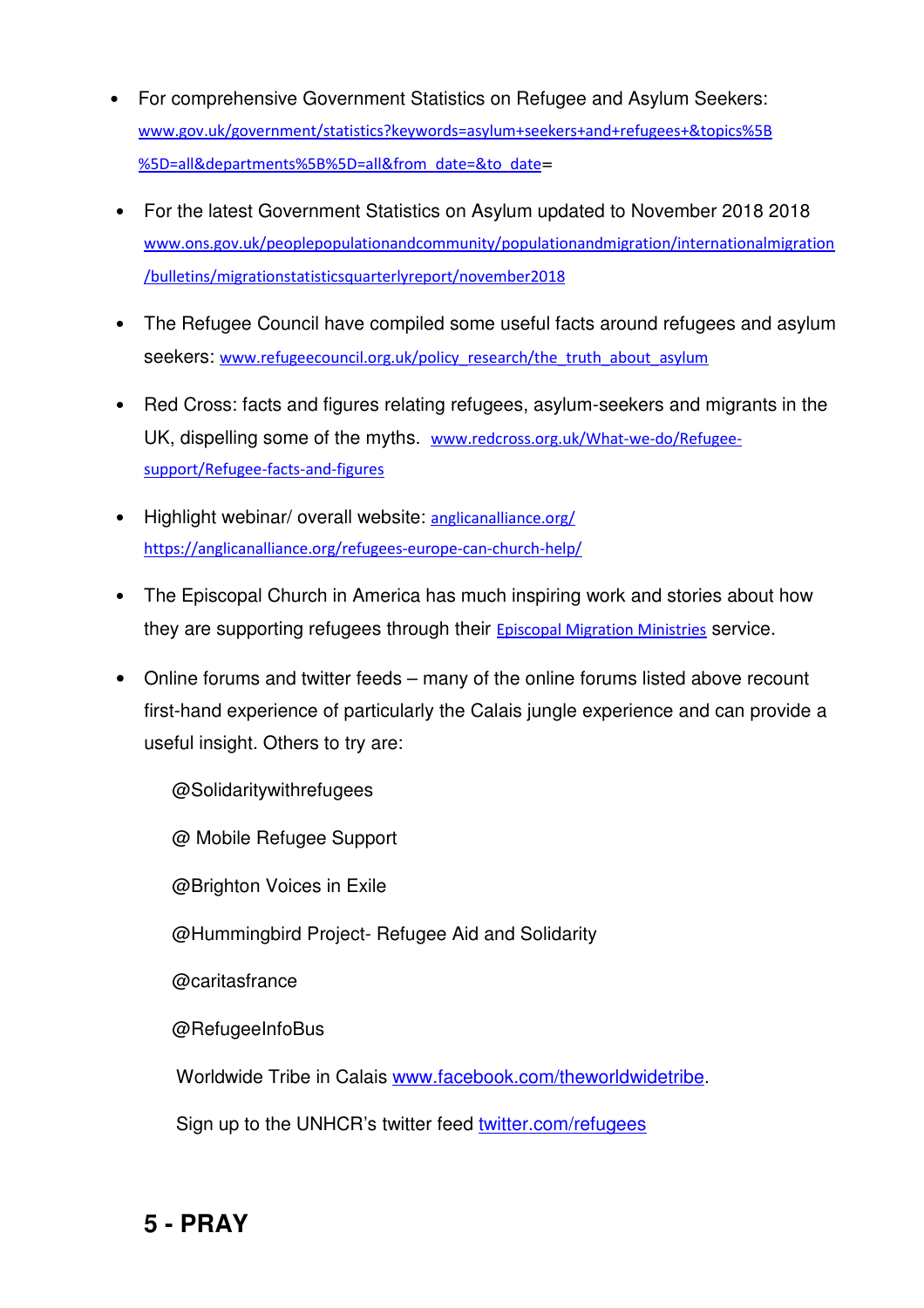- For comprehensive Government Statistics on Refugee and Asylum Seekers: www.gov.uk/government/statistics?keywords=asylum+seekers+and+refugees+&topics%5B%5D=all&departments%5B%5D=all&from_date=&to_date=

- For the latest Government Statistics on Asylum updated to November 2018 2018 www.ons.gov.uk/peoplepopulationandcommunity/populationandmigration/internationalmigration/bulletins/migrationstatisticsquarterlyreport/november2018

- The Refugee Council have compiled some useful facts around refugees and asylum seekers: www.refugeecouncil.org.uk/policy_research/the_truth_about_asylum

- Red Cross: facts and figures relating refugees, asylum-seekers and migrants in the UK, dispelling some of the myths. www.redcross.org.uk/What-we-do/Refugee-support/Refugee-facts-and-figures

- Highlight webinar/ overall website: anglicanalliance.org/ https://anglicanalliance.org/refugees-europe-can-church-help/

- The Episcopal Church in America has much inspiring work and stories about how they are supporting refugees through their Episcopal Migration Ministries service.

- Online forums and twitter feeds – many of the online forums listed above recount first-hand experience of particularly the Calais jungle experience and can provide a useful insight. Others to try are:

  @Solidaritywithrefugees

  @ Mobile Refugee Support

  @Brighton Voices in Exile

  @Hummingbird Project- Refugee Aid and Solidarity

  @caritasfrance

  @RefugeeInfoBus

  Worldwide Tribe in Calais www.facebook.com/theworldwidetribe.

  Sign up to the UNHCR's twitter feed twitter.com/refugees

## 5 - PRAY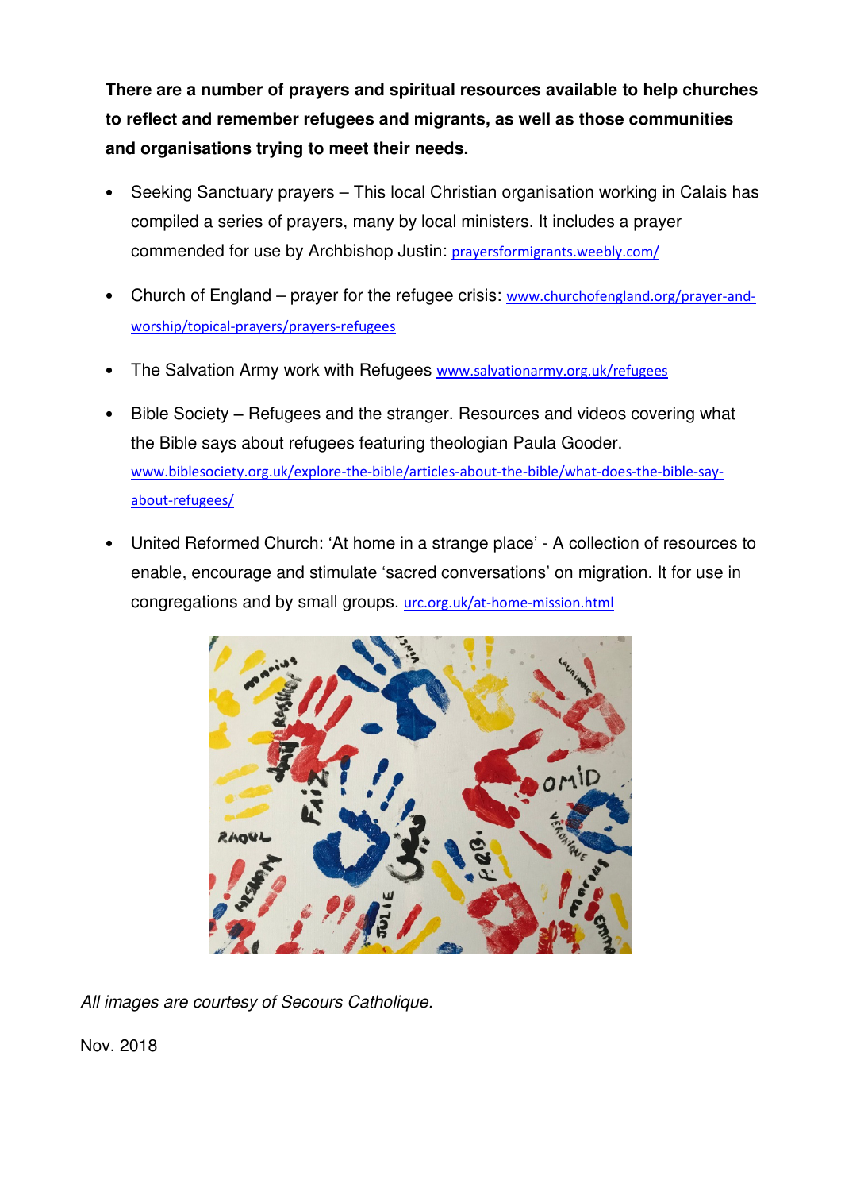**There are a number of prayers and spiritual resources available to help churches to reflect and remember refugees and migrants, as well as those communities and organisations trying to meet their needs.**

- Seeking Sanctuary prayers – This local Christian organisation working in Calais has compiled a series of prayers, many by local ministers. It includes a prayer commended for use by Archbishop Justin: prayersformigrants.weebly.com/
- Church of England – prayer for the refugee crisis: www.churchofengland.org/prayer-and-worship/topical-prayers/prayers-refugees
- The Salvation Army work with Refugees www.salvationarmy.org.uk/refugees
- Bible Society **–** Refugees and the stranger. Resources and videos covering what the Bible says about refugees featuring theologian Paula Gooder. www.biblesociety.org.uk/explore-the-bible/articles-about-the-bible/what-does-the-bible-say-about-refugees/
- United Reformed Church: 'At home in a strange place' - A collection of resources to enable, encourage and stimulate 'sacred conversations' on migration. It for use in congregations and by small groups. urc.org.uk/at-home-mission.html

*All images are courtesy of Secours Catholique.*

Nov. 2018